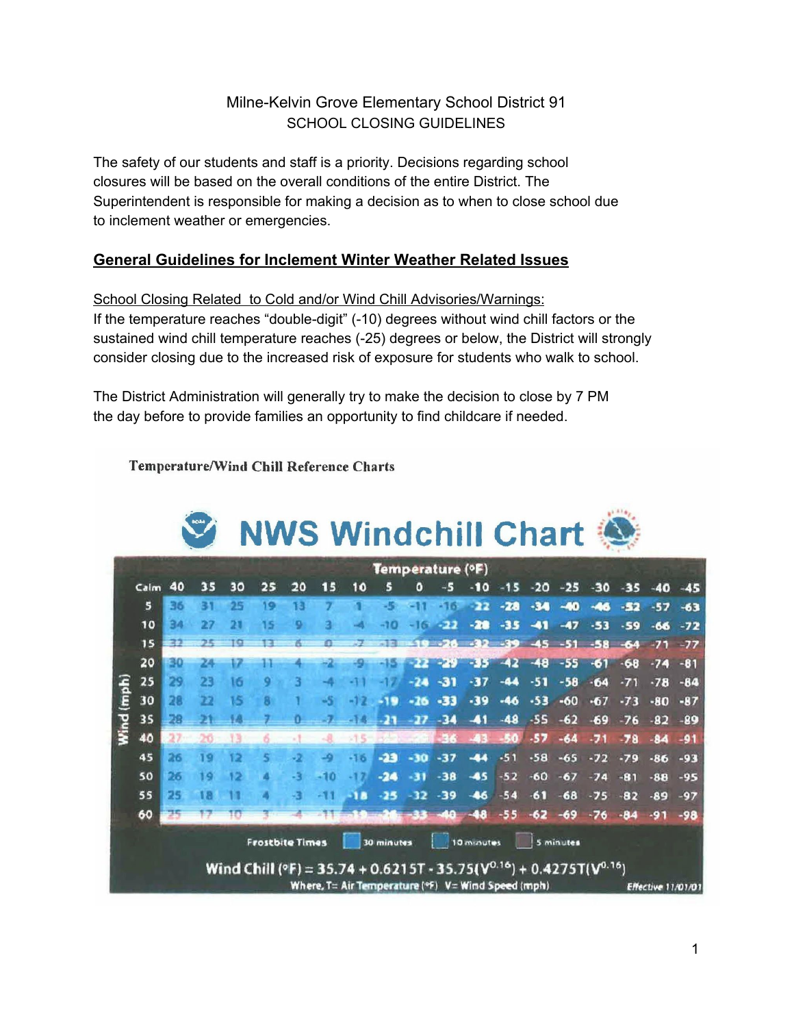Milne-Kelvin Grove Elementary School District 91
SCHOOL CLOSING GUIDELINES

The safety of our students and staff is a priority. Decisions regarding school closures will be based on the overall conditions of the entire District. The Superintendent is responsible for making a decision as to when to close school due to inclement weather or emergencies.

## General Guidelines for Inclement Winter Weather Related Issues

School Closing Related to Cold and/or Wind Chill Advisories/Warnings:
If the temperature reaches "double-digit" (-10) degrees without wind chill factors or the sustained wind chill temperature reaches (-25) degrees or below, the District will strongly consider closing due to the increased risk of exposure for students who walk to school.

The District Administration will generally try to make the decision to close by 7 PM the day before to provide families an opportunity to find childcare if needed.

**Temperature/Wind Chill Reference Charts**

### NWS Windchill Chart

| Wind (mph) \ Temperature (°F) | 40 | 35 | 30 | 25 | 20 | 15 | 10 | 5 | 0 | -5 | -10 | -15 | -20 | -25 | -30 | -35 | -40 | -45 |
|---|---|---|---|---|---|---|---|---|---|---|---|---|---|---|---|---|---|---|
| Calm | 40 | 35 | 30 | 25 | 20 | 15 | 10 | 5 | 0 | -5 | -10 | -15 | -20 | -25 | -30 | -35 | -40 | -45 |
| 5 | 36 | 31 | 25 | 19 | 13 | 7 | 1 | -5 | -11 | -16 | -22 | -28 | -34 | -40 | -46 | -52 | -57 | -63 |
| 10 | 34 | 27 | 21 | 15 | 9 | 3 | -4 | -10 | -16 | -22 | -28 | -35 | -41 | -47 | -53 | -59 | -66 | -72 |
| 15 | 32 | 25 | 19 | 13 | 6 | 0 | -7 | -13 | -19 | -26 | -32 | -39 | -45 | -51 | -58 | -64 | -71 | -77 |
| 20 | 30 | 24 | 17 | 11 | 4 | -2 | -9 | -15 | -22 | -29 | -35 | -42 | -48 | -55 | -61 | -68 | -74 | -81 |
| 25 | 29 | 23 | 16 | 9 | 3 | -4 | -11 | -17 | -24 | -31 | -37 | -44 | -51 | -58 | -64 | -71 | -78 | -84 |
| 30 | 28 | 22 | 15 | 8 | 1 | -5 | -12 | -19 | -26 | -33 | -39 | -46 | -53 | -60 | -67 | -73 | -80 | -87 |
| 35 | 28 | 21 | 14 | 7 | 0 | -7 | -14 | -21 | -27 | -34 | -41 | -48 | -55 | -62 | -69 | -76 | -82 | -89 |
| 40 | 27 | 20 | 13 | 6 | -1 | -8 | -15 | -22 | -29 | -36 | -43 | -50 | -57 | -64 | -71 | -78 | -84 | -91 |
| 45 | 26 | 19 | 12 | 5 | -2 | -9 | -16 | -23 | -30 | -37 | -44 | -51 | -58 | -65 | -72 | -79 | -86 | -93 |
| 50 | 26 | 19 | 12 | 4 | -3 | -10 | -17 | -24 | -31 | -38 | -45 | -52 | -60 | -67 | -74 | -81 | -88 | -95 |
| 55 | 25 | 18 | 11 | 4 | -3 | -11 | -18 | -25 | -32 | -39 | -46 | -54 | -61 | -68 | -75 | -82 | -89 | -97 |
| 60 | 25 | 17 | 10 | 3 | -4 | -11 | -19 | -26 | -33 | -40 | -48 | -55 | -62 | -69 | -76 | -84 | -91 | -98 |

Frostbite Times: 30 minutes | 10 minutes | 5 minutes

$$\text{Wind Chill (°F)} = 35.74 + 0.6215T - 35.75(V^{0.16}) + 0.4275T(V^{0.16})$$

Where, T= Air Temperature (°F) V= Wind Speed (mph)

*Effective 11/01/01*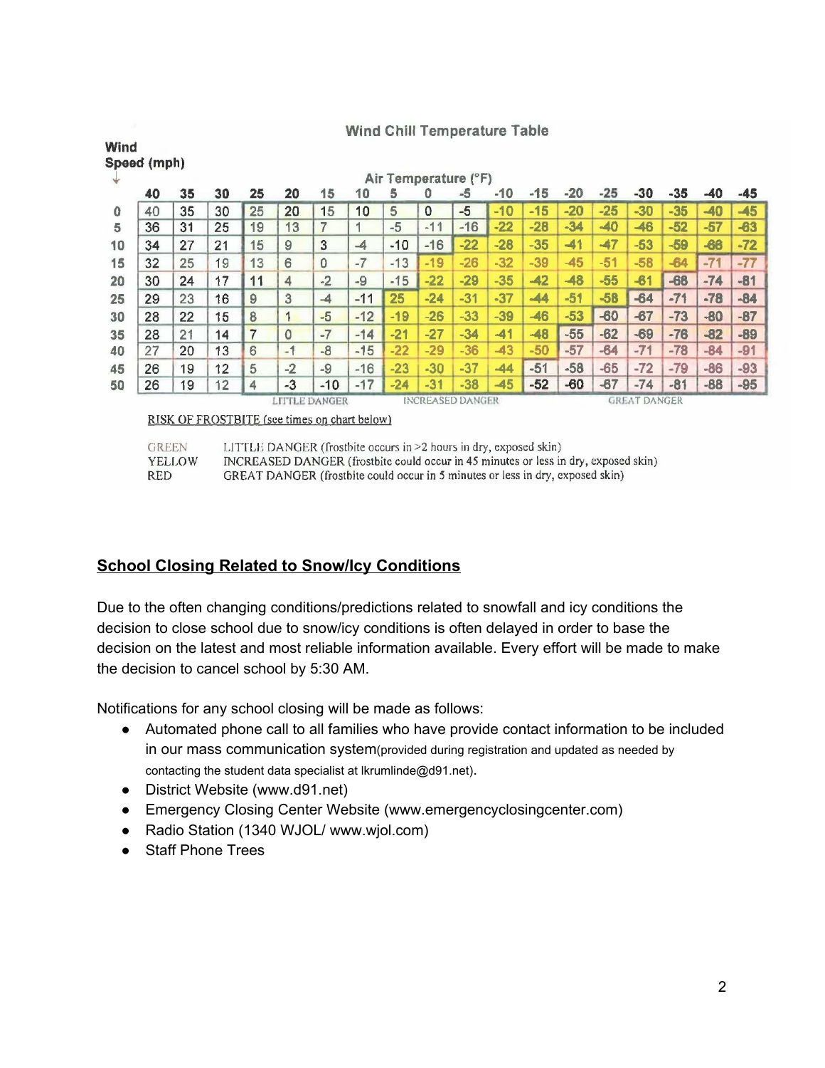**Wind Chill Temperature Table**

| Wind Speed (mph) | 40 | 35 | 30 | 25 | 20 | 15 | 10 | 5 | 0 | -5 | -10 | -15 | -20 | -25 | -30 | -35 | -40 | -45 |
|---|---|---|---|---|---|---|---|---|---|---|---|---|---|---|---|---|---|---|
| 0 | 40 | 35 | 30 | 25 | 20 | 15 | 10 | 5 | 0 | -5 | -10 | -15 | -20 | -25 | -30 | -35 | -40 | -45 |
| 5 | 36 | 31 | 25 | 19 | 13 | 7 | 1 | -5 | -11 | -16 | -22 | -28 | -34 | -40 | -46 | -52 | -57 | -63 |
| 10 | 34 | 27 | 21 | 15 | 9 | 3 | -4 | -10 | -16 | -22 | -28 | -35 | -41 | -47 | -53 | -59 | -66 | -72 |
| 15 | 32 | 25 | 19 | 13 | 6 | 0 | -7 | -13 | -19 | -26 | -32 | -39 | -45 | -51 | -58 | -64 | -71 | -77 |
| 20 | 30 | 24 | 17 | 11 | 4 | -2 | -9 | -15 | -22 | -29 | -35 | -42 | -48 | -55 | -61 | -68 | -74 | -81 |
| 25 | 29 | 23 | 16 | 9 | 3 | -4 | -11 | 25 | -24 | -31 | -37 | -44 | -51 | -58 | -64 | -71 | -78 | -84 |
| 30 | 28 | 22 | 15 | 8 | 1 | -5 | -12 | -19 | -26 | -33 | -39 | -46 | -53 | -60 | -67 | -73 | -80 | -87 |
| 35 | 28 | 21 | 14 | 7 | 0 | -7 | -14 | -21 | -27 | -34 | -41 | -48 | -55 | -62 | -69 | -76 | -82 | -89 |
| 40 | 27 | 20 | 13 | 6 | -1 | -8 | -15 | -22 | -29 | -36 | -43 | -50 | -57 | -64 | -71 | -78 | -84 | -91 |
| 45 | 26 | 19 | 12 | 5 | -2 | -9 | -16 | -23 | -30 | -37 | -44 | -51 | -58 | -65 | -72 | -79 | -86 | -93 |
| 50 | 26 | 19 | 12 | 4 | -3 | -10 | -17 | -24 | -31 | -38 | -45 | -52 | -60 | -67 | -74 | -81 | -88 | -95 |

Air Temperature (°F)

LITTLE DANGER INCREASED DANGER GREAT DANGER

RISK OF FROSTBITE (see times on chart below)

GREEN LITTLE DANGER (frostbite occurs in >2 hours in dry, exposed skin)
YELLOW INCREASED DANGER (frostbite could occur in 45 minutes or less in dry, exposed skin)
RED GREAT DANGER (frostbite could occur in 5 minutes or less in dry, exposed skin)

## School Closing Related to Snow/Icy Conditions

Due to the often changing conditions/predictions related to snowfall and icy conditions the decision to close school due to snow/icy conditions is often delayed in order to base the decision on the latest and most reliable information available. Every effort will be made to make the decision to cancel school by 5:30 AM.

Notifications for any school closing will be made as follows:

- Automated phone call to all families who have provide contact information to be included in our mass communication system(provided during registration and updated as needed by contacting the student data specialist at lkrumlinde@d91.net).
- District Website (www.d91.net)
- Emergency Closing Center Website (www.emergencyclosingcenter.com)
- Radio Station (1340 WJOL/ www.wjol.com)
- Staff Phone Trees